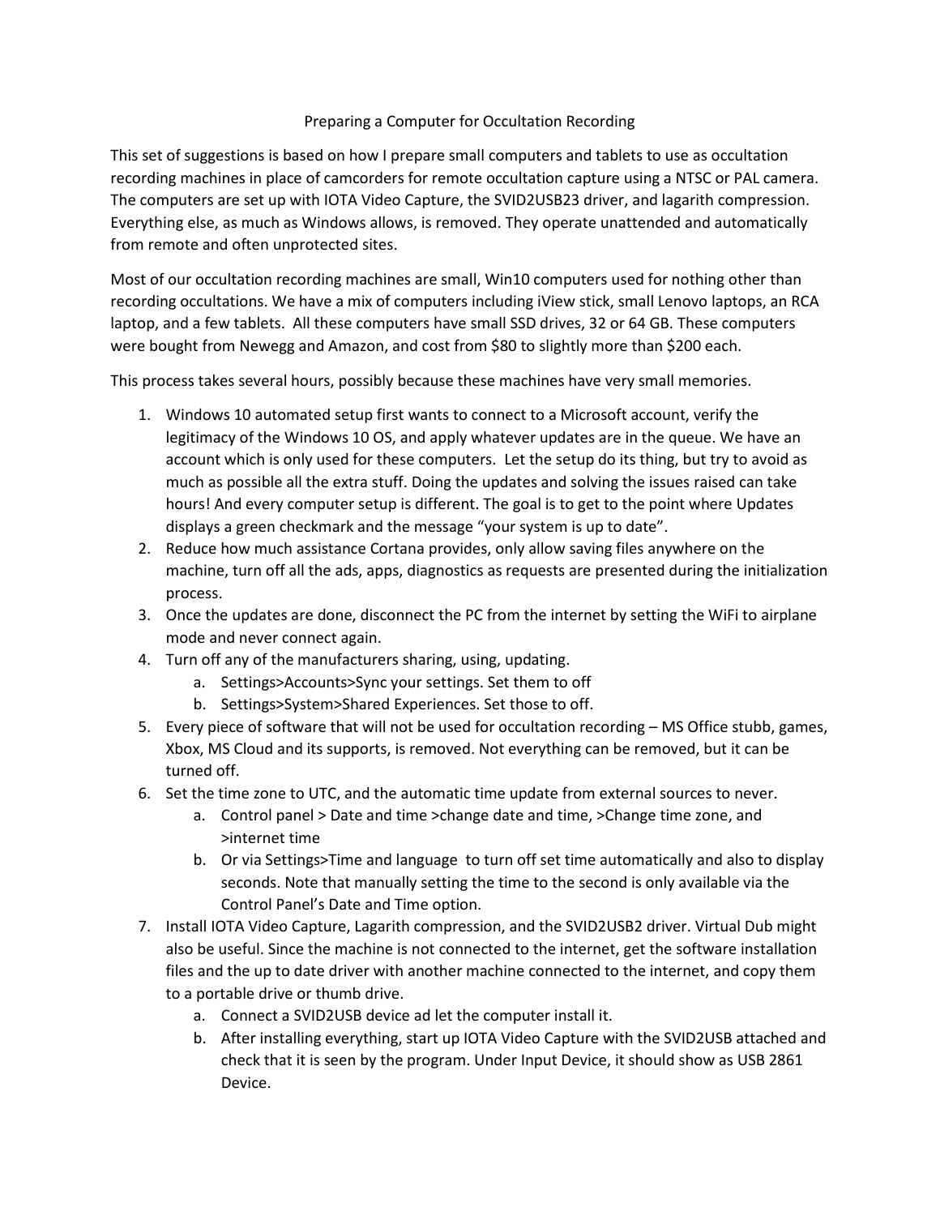# Preparing a Computer for Occultation Recording

This set of suggestions is based on how I prepare small computers and tablets to use as occultation recording machines in place of camcorders for remote occultation capture using a NTSC or PAL camera. The computers are set up with IOTA Video Capture, the SVID2USB23 driver, and lagarith compression. Everything else, as much as Windows allows, is removed. They operate unattended and automatically from remote and often unprotected sites.

Most of our occultation recording machines are small, Win10 computers used for nothing other than recording occultations. We have a mix of computers including iView stick, small Lenovo laptops, an RCA laptop, and a few tablets. All these computers have small SSD drives, 32 or 64 GB. These computers were bought from Newegg and Amazon, and cost from $80 to slightly more than $200 each.

This process takes several hours, possibly because these machines have very small memories.

1. Windows 10 automated setup first wants to connect to a Microsoft account, verify the legitimacy of the Windows 10 OS, and apply whatever updates are in the queue. We have an account which is only used for these computers. Let the setup do its thing, but try to avoid as much as possible all the extra stuff. Doing the updates and solving the issues raised can take hours! And every computer setup is different. The goal is to get to the point where Updates displays a green checkmark and the message "your system is up to date".
2. Reduce how much assistance Cortana provides, only allow saving files anywhere on the machine, turn off all the ads, apps, diagnostics as requests are presented during the initialization process.
3. Once the updates are done, disconnect the PC from the internet by setting the WiFi to airplane mode and never connect again.
4. Turn off any of the manufacturers sharing, using, updating.
    a. Settings>Accounts>Sync your settings. Set them to off
    b. Settings>System>Shared Experiences. Set those to off.
5. Every piece of software that will not be used for occultation recording – MS Office stubb, games, Xbox, MS Cloud and its supports, is removed. Not everything can be removed, but it can be turned off.
6. Set the time zone to UTC, and the automatic time update from external sources to never.
    a. Control panel > Date and time >change date and time, >Change time zone, and >internet time
    b. Or via Settings>Time and language to turn off set time automatically and also to display seconds. Note that manually setting the time to the second is only available via the Control Panel's Date and Time option.
7. Install IOTA Video Capture, Lagarith compression, and the SVID2USB2 driver. Virtual Dub might also be useful. Since the machine is not connected to the internet, get the software installation files and the up to date driver with another machine connected to the internet, and copy them to a portable drive or thumb drive.
    a. Connect a SVID2USB device ad let the computer install it.
    b. After installing everything, start up IOTA Video Capture with the SVID2USB attached and check that it is seen by the program. Under Input Device, it should show as USB 2861 Device.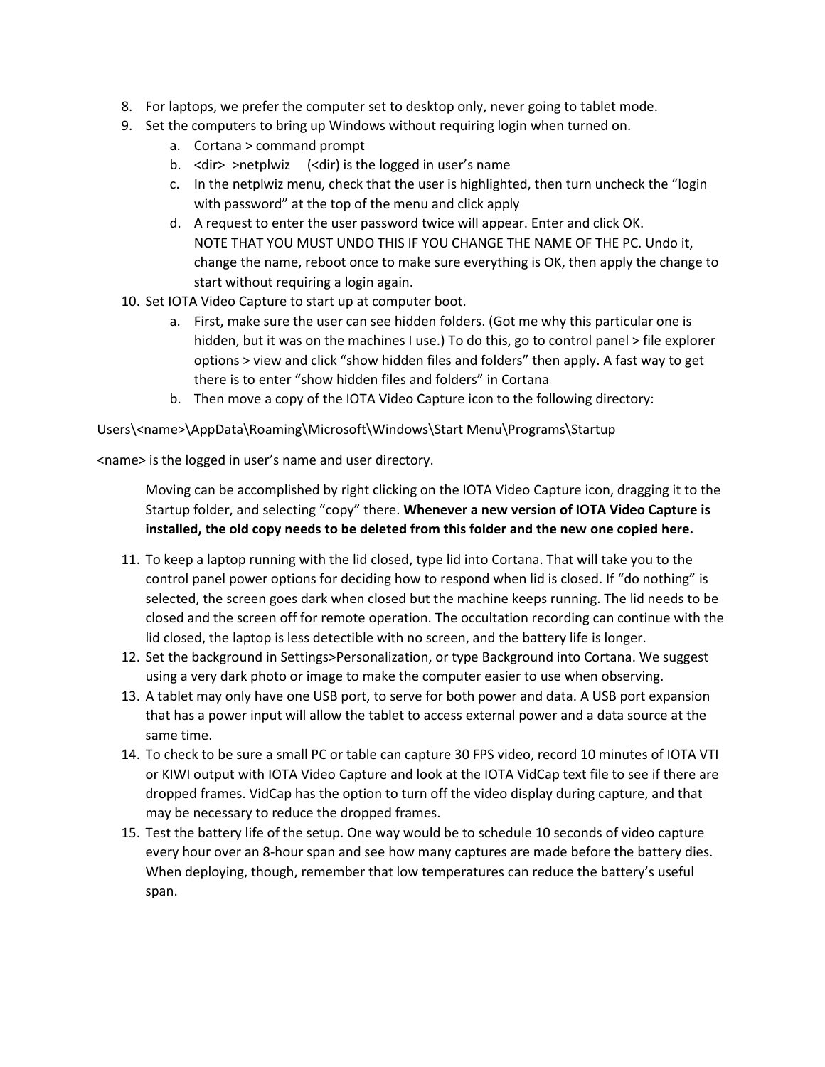8. For laptops, we prefer the computer set to desktop only, never going to tablet mode.
9. Set the computers to bring up Windows without requiring login when turned on.
   a. Cortana > command prompt
   b. <dir> >netplwiz (<dir) is the logged in user's name
   c. In the netplwiz menu, check that the user is highlighted, then turn uncheck the "login with password" at the top of the menu and click apply
   d. A request to enter the user password twice will appear. Enter and click OK.
      NOTE THAT YOU MUST UNDO THIS IF YOU CHANGE THE NAME OF THE PC. Undo it, change the name, reboot once to make sure everything is OK, then apply the change to start without requiring a login again.
10. Set IOTA Video Capture to start up at computer boot.
    a. First, make sure the user can see hidden folders. (Got me why this particular one is hidden, but it was on the machines I use.) To do this, go to control panel > file explorer options > view and click "show hidden files and folders" then apply. A fast way to get there is to enter "show hidden files and folders" in Cortana
    b. Then move a copy of the IOTA Video Capture icon to the following directory:

Users\<name>\AppData\Roaming\Microsoft\Windows\Start Menu\Programs\Startup

<name> is the logged in user's name and user directory.

Moving can be accomplished by right clicking on the IOTA Video Capture icon, dragging it to the Startup folder, and selecting "copy" there. **Whenever a new version of IOTA Video Capture is installed, the old copy needs to be deleted from this folder and the new one copied here.**

11. To keep a laptop running with the lid closed, type lid into Cortana. That will take you to the control panel power options for deciding how to respond when lid is closed. If "do nothing" is selected, the screen goes dark when closed but the machine keeps running. The lid needs to be closed and the screen off for remote operation. The occultation recording can continue with the lid closed, the laptop is less detectible with no screen, and the battery life is longer.
12. Set the background in Settings>Personalization, or type Background into Cortana. We suggest using a very dark photo or image to make the computer easier to use when observing.
13. A tablet may only have one USB port, to serve for both power and data. A USB port expansion that has a power input will allow the tablet to access external power and a data source at the same time.
14. To check to be sure a small PC or table can capture 30 FPS video, record 10 minutes of IOTA VTI or KIWI output with IOTA Video Capture and look at the IOTA VidCap text file to see if there are dropped frames. VidCap has the option to turn off the video display during capture, and that may be necessary to reduce the dropped frames.
15. Test the battery life of the setup. One way would be to schedule 10 seconds of video capture every hour over an 8-hour span and see how many captures are made before the battery dies. When deploying, though, remember that low temperatures can reduce the battery's useful span.